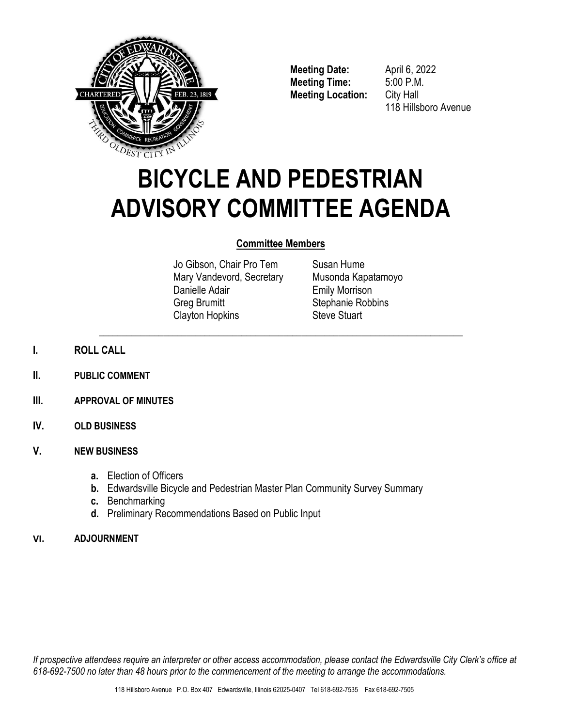**Meeting Date:** April 6, 2022
**Meeting Time:** 5:00 P.M.
**Meeting Location:** City Hall
118 Hillsboro Avenue

# BICYCLE AND PEDESTRIAN ADVISORY COMMITTEE AGENDA

**Committee Members**

Jo Gibson, Chair Pro Tem
Mary Vandevord, Secretary
Danielle Adair
Greg Brumitt
Clayton Hopkins
Susan Hume
Musonda Kapatamoyo
Emily Morrison
Stephanie Robbins
Steve Stuart

---

**I. ROLL CALL**

**II. PUBLIC COMMENT**

**III. APPROVAL OF MINUTES**

**IV. OLD BUSINESS**

**V. NEW BUSINESS**

- **a.** Election of Officers
- **b.** Edwardsville Bicycle and Pedestrian Master Plan Community Survey Summary
- **c.** Benchmarking
- **d.** Preliminary Recommendations Based on Public Input

**VI. ADJOURNMENT**

*If prospective attendees require an interpreter or other access accommodation, please contact the Edwardsville City Clerk's office at 618-692-7500 no later than 48 hours prior to the commencement of the meeting to arrange the accommodations.*

118 Hillsboro Avenue P.O. Box 407 Edwardsville, Illinois 62025-0407 Tel 618-692-7535 Fax 618-692-7505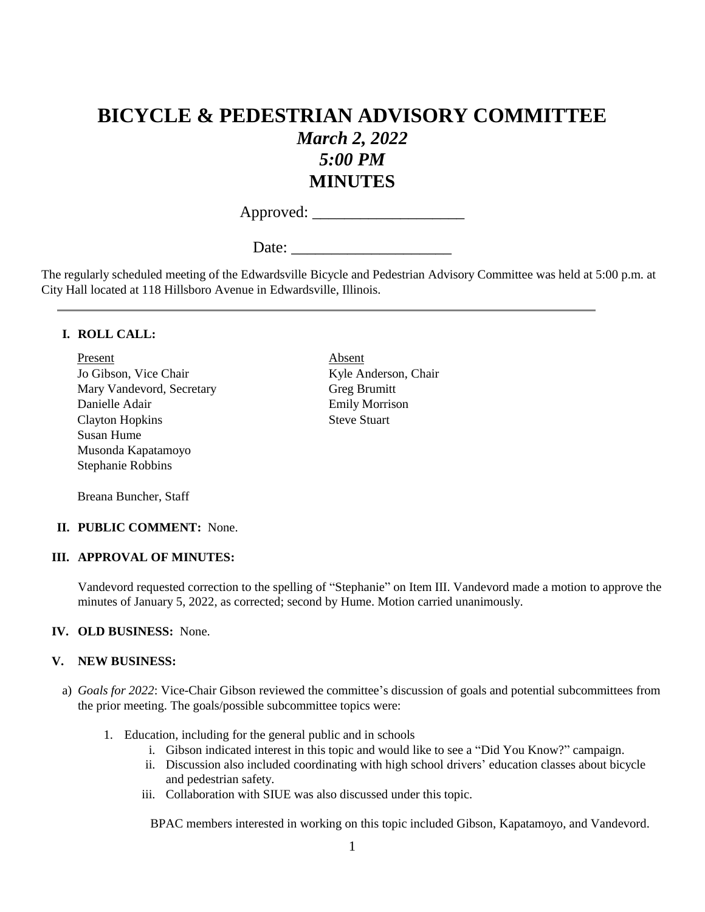# BICYCLE & PEDESTRIAN ADVISORY COMMITTEE

## *March 2, 2022*

## *5:00 PM*

## MINUTES

Approved: ___________________

Date: ____________________

The regularly scheduled meeting of the Edwardsville Bicycle and Pedestrian Advisory Committee was held at 5:00 p.m. at City Hall located at 118 Hillsboro Avenue in Edwardsville, Illinois.

---

**I. ROLL CALL:**

Present
Jo Gibson, Vice Chair
Mary Vandevord, Secretary
Danielle Adair
Clayton Hopkins
Susan Hume
Musonda Kapatamoyo
Stephanie Robbins

Absent
Kyle Anderson, Chair
Greg Brumitt
Emily Morrison
Steve Stuart

Breana Buncher, Staff

**II. PUBLIC COMMENT:** None.

**III. APPROVAL OF MINUTES:**

Vandevord requested correction to the spelling of "Stephanie" on Item III. Vandevord made a motion to approve the minutes of January 5, 2022, as corrected; second by Hume. Motion carried unanimously.

**IV. OLD BUSINESS:** None.

**V. NEW BUSINESS:**

a) *Goals for 2022*: Vice-Chair Gibson reviewed the committee's discussion of goals and potential subcommittees from the prior meeting. The goals/possible subcommittee topics were:

1. Education, including for the general public and in schools
   i. Gibson indicated interest in this topic and would like to see a "Did You Know?" campaign.
   ii. Discussion also included coordinating with high school drivers' education classes about bicycle and pedestrian safety.
   iii. Collaboration with SIUE was also discussed under this topic.

   BPAC members interested in working on this topic included Gibson, Kapatamoyo, and Vandevord.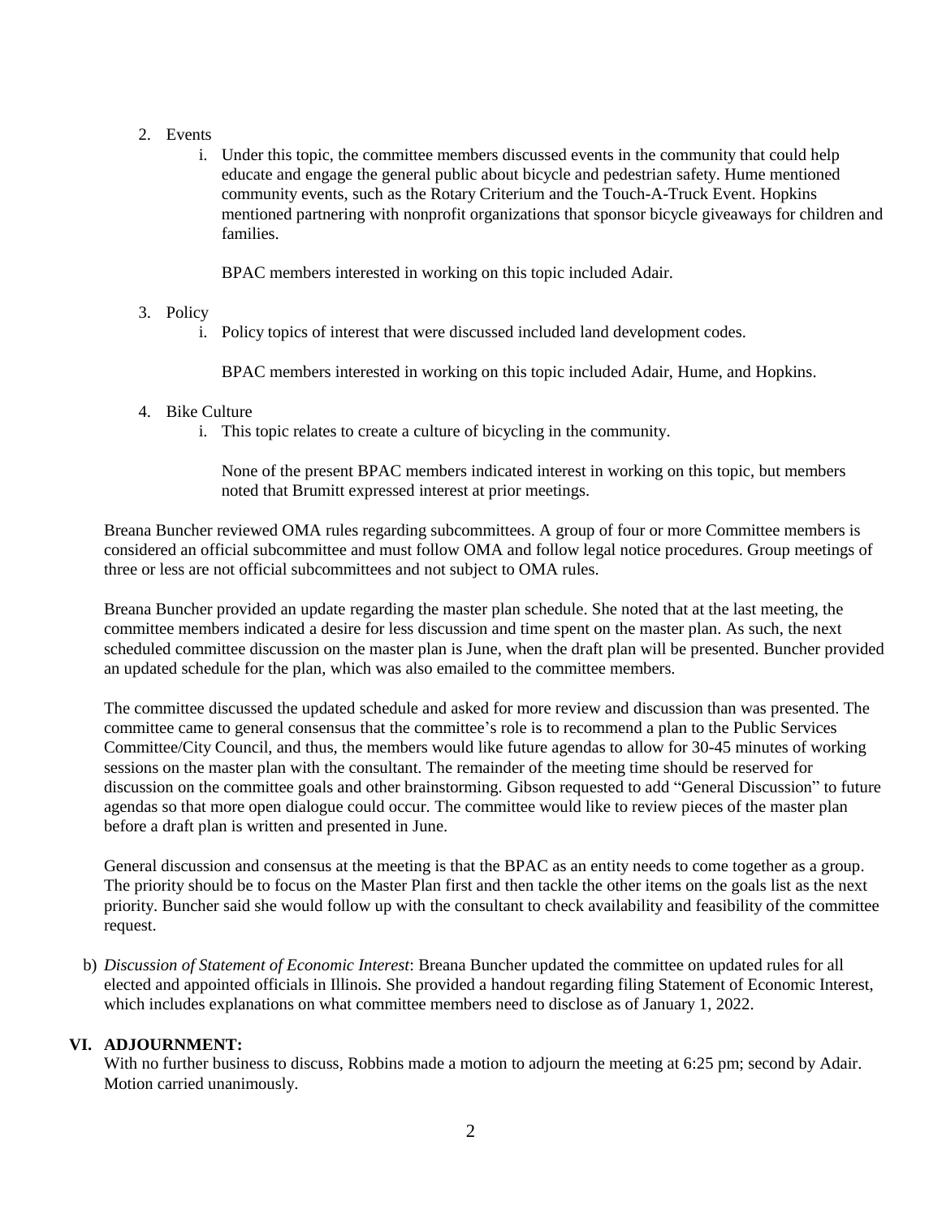2. Events
   i. Under this topic, the committee members discussed events in the community that could help educate and engage the general public about bicycle and pedestrian safety. Hume mentioned community events, such as the Rotary Criterium and the Touch-A-Truck Event. Hopkins mentioned partnering with nonprofit organizations that sponsor bicycle giveaways for children and families.

      BPAC members interested in working on this topic included Adair.

3. Policy
   i. Policy topics of interest that were discussed included land development codes.

      BPAC members interested in working on this topic included Adair, Hume, and Hopkins.

4. Bike Culture
   i. This topic relates to create a culture of bicycling in the community.

      None of the present BPAC members indicated interest in working on this topic, but members noted that Brumitt expressed interest at prior meetings.

Breana Buncher reviewed OMA rules regarding subcommittees. A group of four or more Committee members is considered an official subcommittee and must follow OMA and follow legal notice procedures. Group meetings of three or less are not official subcommittees and not subject to OMA rules.

Breana Buncher provided an update regarding the master plan schedule. She noted that at the last meeting, the committee members indicated a desire for less discussion and time spent on the master plan. As such, the next scheduled committee discussion on the master plan is June, when the draft plan will be presented. Buncher provided an updated schedule for the plan, which was also emailed to the committee members.

The committee discussed the updated schedule and asked for more review and discussion than was presented. The committee came to general consensus that the committee's role is to recommend a plan to the Public Services Committee/City Council, and thus, the members would like future agendas to allow for 30-45 minutes of working sessions on the master plan with the consultant. The remainder of the meeting time should be reserved for discussion on the committee goals and other brainstorming. Gibson requested to add "General Discussion" to future agendas so that more open dialogue could occur. The committee would like to review pieces of the master plan before a draft plan is written and presented in June.

General discussion and consensus at the meeting is that the BPAC as an entity needs to come together as a group. The priority should be to focus on the Master Plan first and then tackle the other items on the goals list as the next priority. Buncher said she would follow up with the consultant to check availability and feasibility of the committee request.

b) *Discussion of Statement of Economic Interest*: Breana Buncher updated the committee on updated rules for all elected and appointed officials in Illinois. She provided a handout regarding filing Statement of Economic Interest, which includes explanations on what committee members need to disclose as of January 1, 2022.

## VI. ADJOURNMENT:

With no further business to discuss, Robbins made a motion to adjourn the meeting at 6:25 pm; second by Adair. Motion carried unanimously.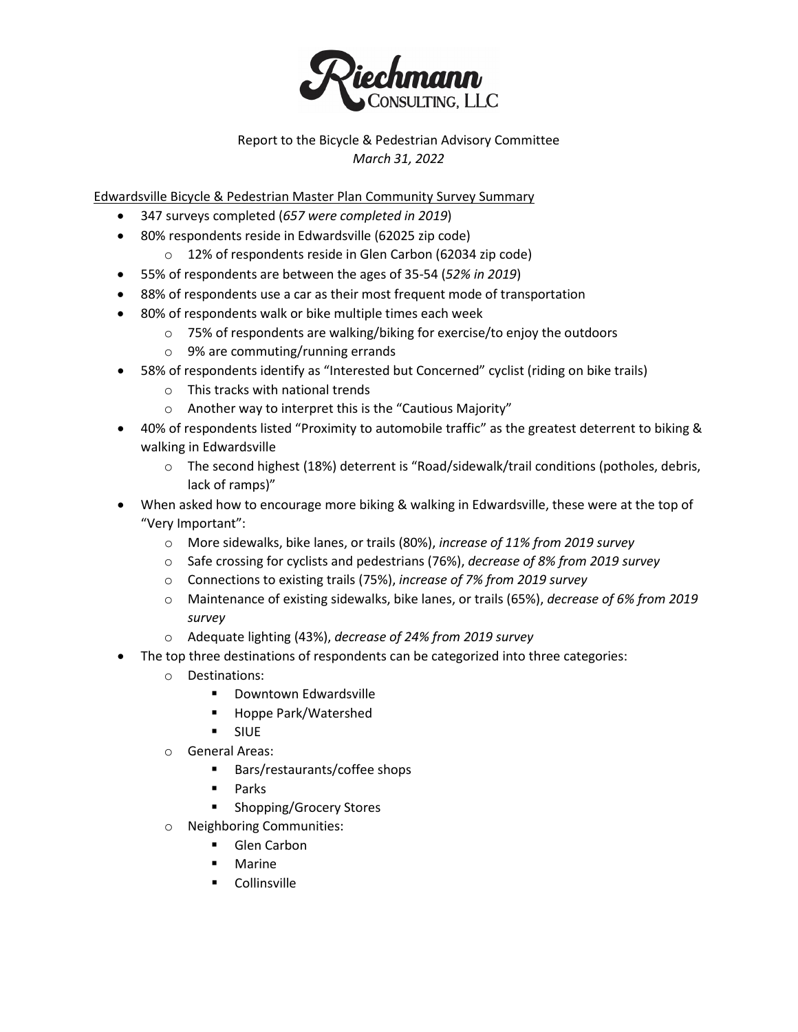Riechmann Consulting, LLC

Report to the Bicycle & Pedestrian Advisory Committee
*March 31, 2022*

Edwardsville Bicycle & Pedestrian Master Plan Community Survey Summary

- 347 surveys completed (*657 were completed in 2019*)
- 80% respondents reside in Edwardsville (62025 zip code)
  - 12% of respondents reside in Glen Carbon (62034 zip code)
- 55% of respondents are between the ages of 35-54 (*52% in 2019*)
- 88% of respondents use a car as their most frequent mode of transportation
- 80% of respondents walk or bike multiple times each week
  - 75% of respondents are walking/biking for exercise/to enjoy the outdoors
  - 9% are commuting/running errands
- 58% of respondents identify as "Interested but Concerned" cyclist (riding on bike trails)
  - This tracks with national trends
  - Another way to interpret this is the "Cautious Majority"
- 40% of respondents listed "Proximity to automobile traffic" as the greatest deterrent to biking & walking in Edwardsville
  - The second highest (18%) deterrent is "Road/sidewalk/trail conditions (potholes, debris, lack of ramps)"
- When asked how to encourage more biking & walking in Edwardsville, these were at the top of "Very Important":
  - More sidewalks, bike lanes, or trails (80%), *increase of 11% from 2019 survey*
  - Safe crossing for cyclists and pedestrians (76%), *decrease of 8% from 2019 survey*
  - Connections to existing trails (75%), *increase of 7% from 2019 survey*
  - Maintenance of existing sidewalks, bike lanes, or trails (65%), *decrease of 6% from 2019 survey*
  - Adequate lighting (43%), *decrease of 24% from 2019 survey*
- The top three destinations of respondents can be categorized into three categories:
  - Destinations:
    - Downtown Edwardsville
    - Hoppe Park/Watershed
    - SIUE
  - General Areas:
    - Bars/restaurants/coffee shops
    - Parks
    - Shopping/Grocery Stores
  - Neighboring Communities:
    - Glen Carbon
    - Marine
    - Collinsville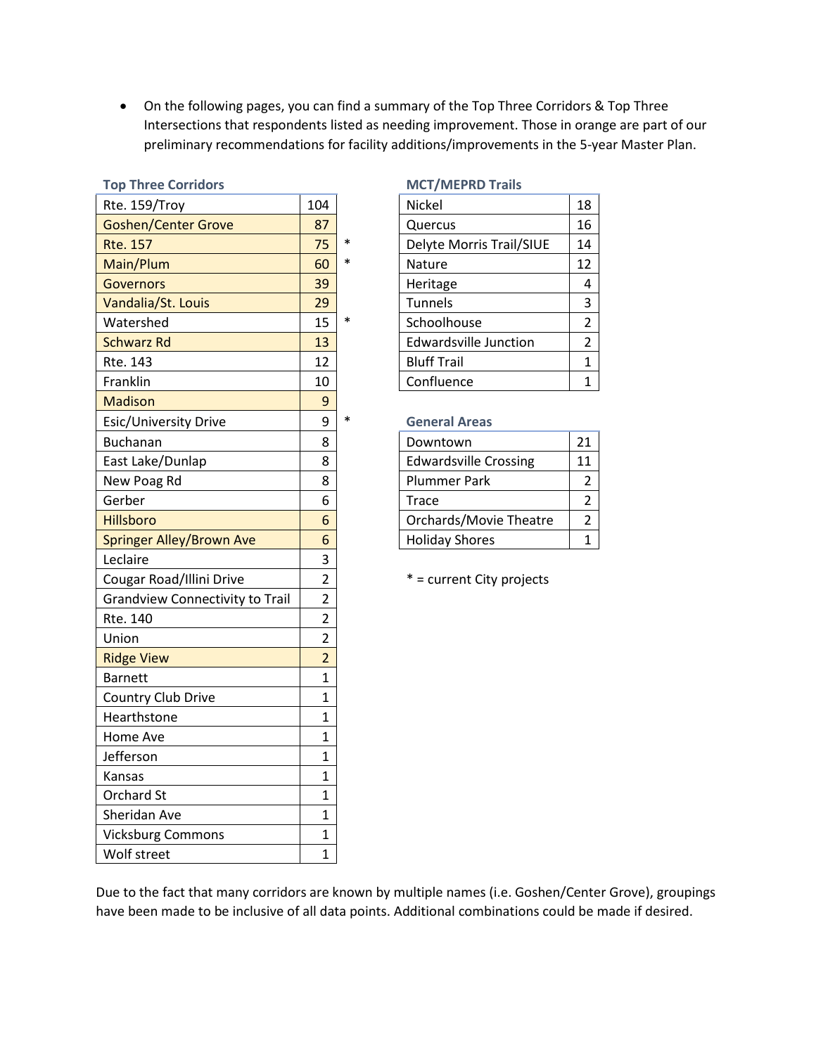- On the following pages, you can find a summary of the Top Three Corridors & Top Three Intersections that respondents listed as needing improvement. Those in orange are part of our preliminary recommendations for facility additions/improvements in the 5-year Master Plan.

**Top Three Corridors**

| Corridor | Count | |
|---|---|---|
| Rte. 159/Troy | 104 | |
| Goshen/Center Grove | 87 | |
| Rte. 157 | 75 | * |
| Main/Plum | 60 | * |
| Governors | 39 | |
| Vandalia/St. Louis | 29 | |
| Watershed | 15 | * |
| Schwarz Rd | 13 | |
| Rte. 143 | 12 | |
| Franklin | 10 | |
| Madison | 9 | |
| Esic/University Drive | 9 | * |
| Buchanan | 8 | |
| East Lake/Dunlap | 8 | |
| New Poag Rd | 8 | |
| Gerber | 6 | |
| Hillsboro | 6 | |
| Springer Alley/Brown Ave | 6 | |
| Leclaire | 3 | |
| Cougar Road/Illini Drive | 2 | |
| Grandview Connectivity to Trail | 2 | |
| Rte. 140 | 2 | |
| Union | 2 | |
| Ridge View | 2 | |
| Barnett | 1 | |
| Country Club Drive | 1 | |
| Hearthstone | 1 | |
| Home Ave | 1 | |
| Jefferson | 1 | |
| Kansas | 1 | |
| Orchard St | 1 | |
| Sheridan Ave | 1 | |
| Vicksburg Commons | 1 | |
| Wolf street | 1 | |

**MCT/MEPRD Trails**

| Trail | Count |
|---|---|
| Nickel | 18 |
| Quercus | 16 |
| Delyte Morris Trail/SIUE | 14 |
| Nature | 12 |
| Heritage | 4 |
| Tunnels | 3 |
| Schoolhouse | 2 |
| Edwardsville Junction | 2 |
| Bluff Trail | 1 |
| Confluence | 1 |

**General Areas**

| Area | Count |
|---|---|
| Downtown | 21 |
| Edwardsville Crossing | 11 |
| Plummer Park | 2 |
| Trace | 2 |
| Orchards/Movie Theatre | 2 |
| Holiday Shores | 1 |

* = current City projects

Due to the fact that many corridors are known by multiple names (i.e. Goshen/Center Grove), groupings have been made to be inclusive of all data points. Additional combinations could be made if desired.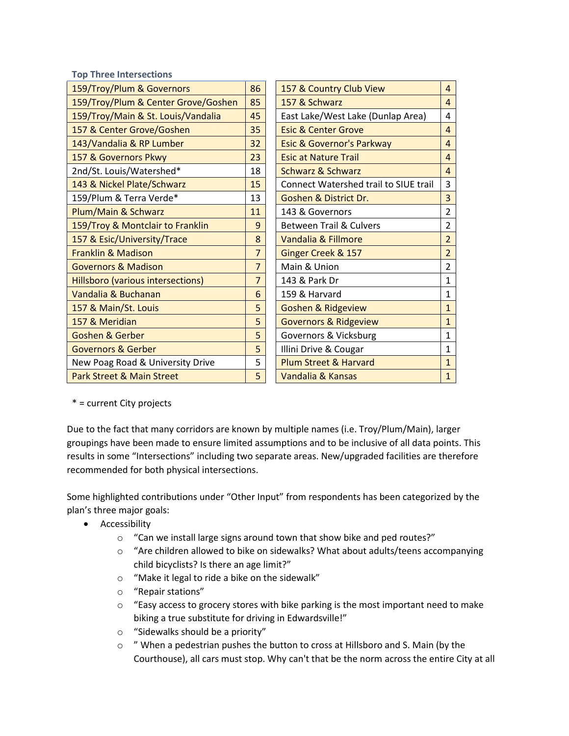### Top Three Intersections

| Intersection | Count |
|---|---|
| 159/Troy/Plum & Governors | 86 |
| 159/Troy/Plum & Center Grove/Goshen | 85 |
| 159/Troy/Main & St. Louis/Vandalia | 45 |
| 157 & Center Grove/Goshen | 35 |
| 143/Vandalia & RP Lumber | 32 |
| 157 & Governors Pkwy | 23 |
| 2nd/St. Louis/Watershed* | 18 |
| 143 & Nickel Plate/Schwarz | 15 |
| 159/Plum & Terra Verde* | 13 |
| Plum/Main & Schwarz | 11 |
| 159/Troy & Montclair to Franklin | 9 |
| 157 & Esic/University/Trace | 8 |
| Franklin & Madison | 7 |
| Governors & Madison | 7 |
| Hillsboro (various intersections) | 7 |
| Vandalia & Buchanan | 6 |
| 157 & Main/St. Louis | 5 |
| 157 & Meridian | 5 |
| Goshen & Gerber | 5 |
| Governors & Gerber | 5 |
| New Poag Road & University Drive | 5 |
| Park Street & Main Street | 5 |
| 157 & Country Club View | 4 |
| 157 & Schwarz | 4 |
| East Lake/West Lake (Dunlap Area) | 4 |
| Esic & Center Grove | 4 |
| Esic & Governor's Parkway | 4 |
| Esic at Nature Trail | 4 |
| Schwarz & Schwarz | 4 |
| Connect Watershed trail to SIUE trail | 3 |
| Goshen & District Dr. | 3 |
| 143 & Governors | 2 |
| Between Trail & Culvers | 2 |
| Vandalia & Fillmore | 2 |
| Ginger Creek & 157 | 2 |
| Main & Union | 2 |
| 143 & Park Dr | 1 |
| 159 & Harvard | 1 |
| Goshen & Ridgeview | 1 |
| Governors & Ridgeview | 1 |
| Governors & Vicksburg | 1 |
| Illini Drive & Cougar | 1 |
| Plum Street & Harvard | 1 |
| Vandalia & Kansas | 1 |

* = current City projects

Due to the fact that many corridors are known by multiple names (i.e. Troy/Plum/Main), larger groupings have been made to ensure limited assumptions and to be inclusive of all data points. This results in some "Intersections" including two separate areas. New/upgraded facilities are therefore recommended for both physical intersections.

Some highlighted contributions under "Other Input" from respondents has been categorized by the plan's three major goals:

- Accessibility
  - "Can we install large signs around town that show bike and ped routes?"
  - "Are children allowed to bike on sidewalks? What about adults/teens accompanying child bicyclists? Is there an age limit?"
  - "Make it legal to ride a bike on the sidewalk"
  - "Repair stations"
  - "Easy access to grocery stores with bike parking is the most important need to make biking a true substitute for driving in Edwardsville!"
  - "Sidewalks should be a priority"
  - " When a pedestrian pushes the button to cross at Hillsboro and S. Main (by the Courthouse), all cars must stop. Why can't that be the norm across the entire City at all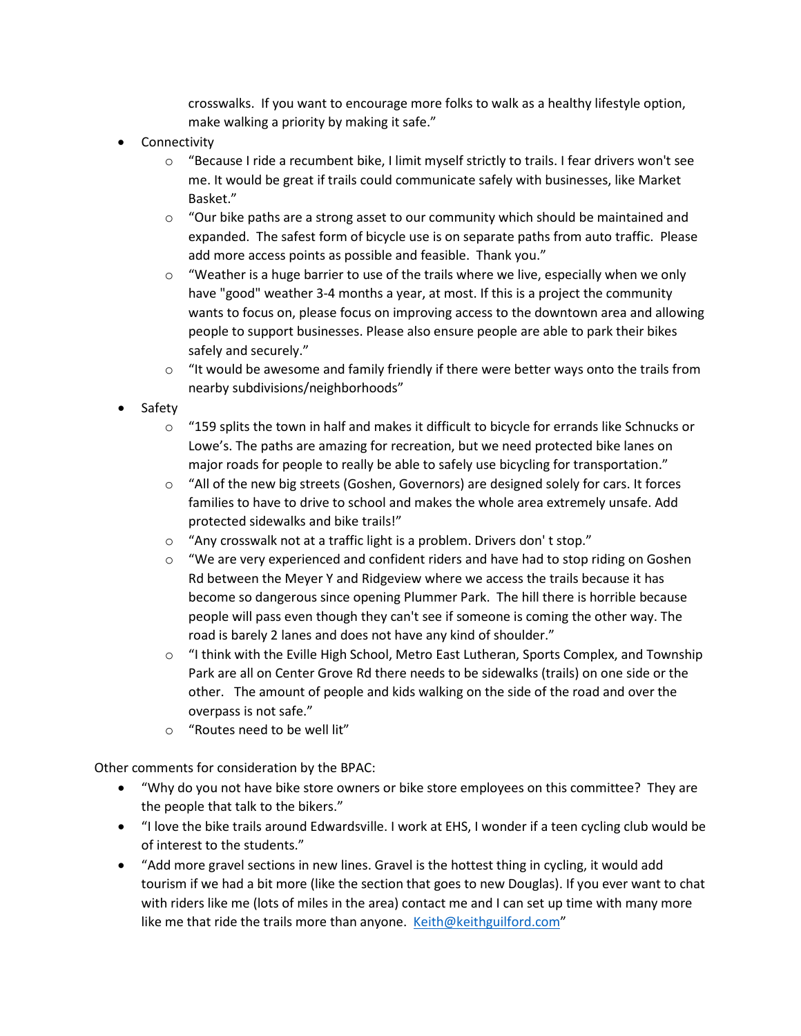crosswalks. If you want to encourage more folks to walk as a healthy lifestyle option, make walking a priority by making it safe."

- Connectivity
  - "Because I ride a recumbent bike, I limit myself strictly to trails. I fear drivers won't see me. It would be great if trails could communicate safely with businesses, like Market Basket."
  - "Our bike paths are a strong asset to our community which should be maintained and expanded. The safest form of bicycle use is on separate paths from auto traffic. Please add more access points as possible and feasible. Thank you."
  - "Weather is a huge barrier to use of the trails where we live, especially when we only have "good" weather 3-4 months a year, at most. If this is a project the community wants to focus on, please focus on improving access to the downtown area and allowing people to support businesses. Please also ensure people are able to park their bikes safely and securely."
  - "It would be awesome and family friendly if there were better ways onto the trails from nearby subdivisions/neighborhoods"
- Safety
  - "159 splits the town in half and makes it difficult to bicycle for errands like Schnucks or Lowe's. The paths are amazing for recreation, but we need protected bike lanes on major roads for people to really be able to safely use bicycling for transportation."
  - "All of the new big streets (Goshen, Governors) are designed solely for cars. It forces families to have to drive to school and makes the whole area extremely unsafe. Add protected sidewalks and bike trails!"
  - "Any crosswalk not at a traffic light is a problem. Drivers don' t stop."
  - "We are very experienced and confident riders and have had to stop riding on Goshen Rd between the Meyer Y and Ridgeview where we access the trails because it has become so dangerous since opening Plummer Park. The hill there is horrible because people will pass even though they can't see if someone is coming the other way. The road is barely 2 lanes and does not have any kind of shoulder."
  - "I think with the Eville High School, Metro East Lutheran, Sports Complex, and Township Park are all on Center Grove Rd there needs to be sidewalks (trails) on one side or the other. The amount of people and kids walking on the side of the road and over the overpass is not safe."
  - "Routes need to be well lit"

Other comments for consideration by the BPAC:

- "Why do you not have bike store owners or bike store employees on this committee? They are the people that talk to the bikers."
- "I love the bike trails around Edwardsville. I work at EHS, I wonder if a teen cycling club would be of interest to the students."
- "Add more gravel sections in new lines. Gravel is the hottest thing in cycling, it would add tourism if we had a bit more (like the section that goes to new Douglas). If you ever want to chat with riders like me (lots of miles in the area) contact me and I can set up time with many more like me that ride the trails more than anyone. Keith@keithguilford.com"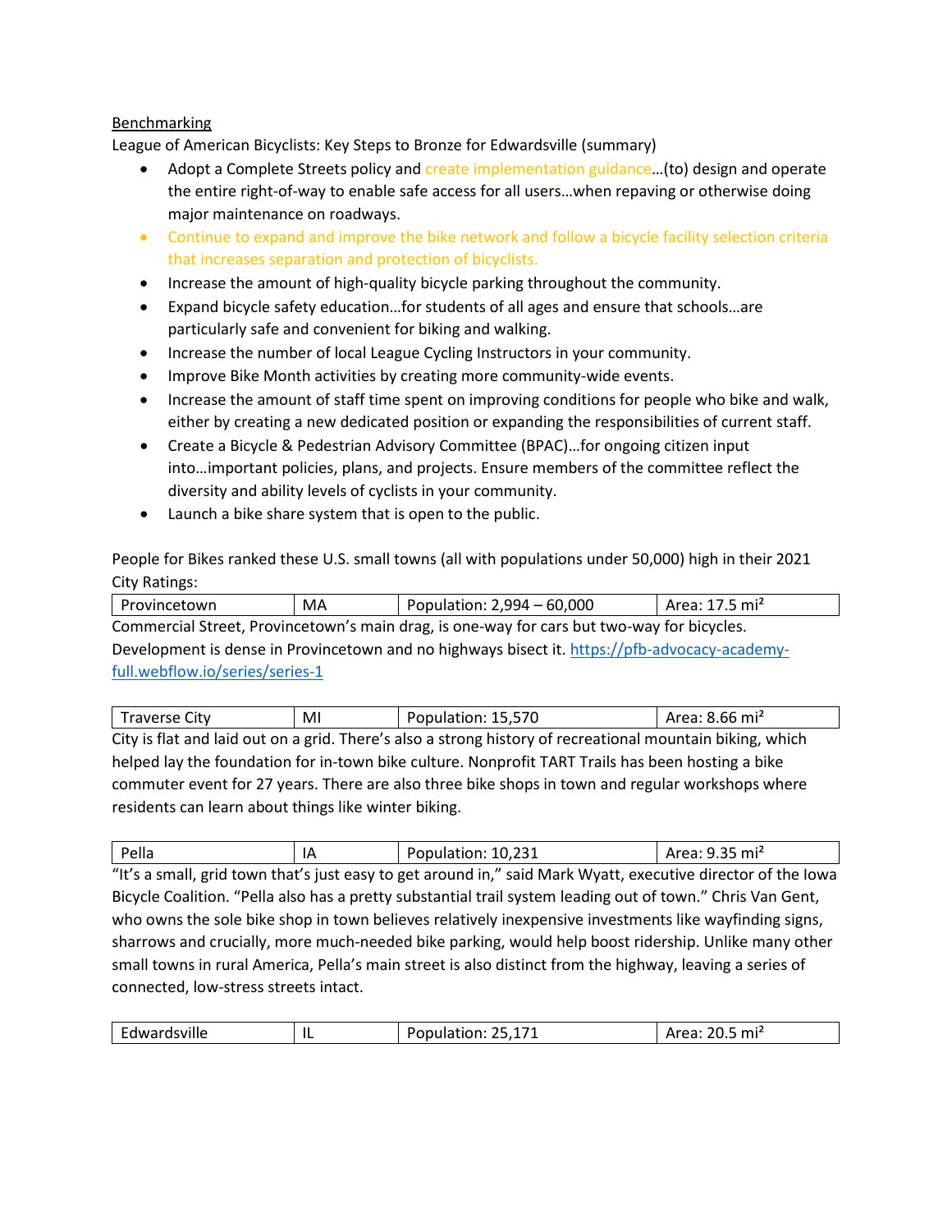Benchmarking

League of American Bicyclists: Key Steps to Bronze for Edwardsville (summary)

- Adopt a Complete Streets policy and create implementation guidance…(to) design and operate the entire right-of-way to enable safe access for all users…when repaving or otherwise doing major maintenance on roadways.
- Continue to expand and improve the bike network and follow a bicycle facility selection criteria that increases separation and protection of bicyclists.
- Increase the amount of high-quality bicycle parking throughout the community.
- Expand bicycle safety education…for students of all ages and ensure that schools…are particularly safe and convenient for biking and walking.
- Increase the number of local League Cycling Instructors in your community.
- Improve Bike Month activities by creating more community-wide events.
- Increase the amount of staff time spent on improving conditions for people who bike and walk, either by creating a new dedicated position or expanding the responsibilities of current staff.
- Create a Bicycle & Pedestrian Advisory Committee (BPAC)…for ongoing citizen input into…important policies, plans, and projects. Ensure members of the committee reflect the diversity and ability levels of cyclists in your community.
- Launch a bike share system that is open to the public.

People for Bikes ranked these U.S. small towns (all with populations under 50,000) high in their 2021 City Ratings:

| Provincetown | MA | Population: 2,994 – 60,000 | Area: 17.5 mi² |
|---|---|---|---|

Commercial Street, Provincetown's main drag, is one-way for cars but two-way for bicycles. Development is dense in Provincetown and no highways bisect it. https://pfb-advocacy-academy-full.webflow.io/series/series-1

| Traverse City | MI | Population: 15,570 | Area: 8.66 mi² |
|---|---|---|---|

City is flat and laid out on a grid. There's also a strong history of recreational mountain biking, which helped lay the foundation for in-town bike culture. Nonprofit TART Trails has been hosting a bike commuter event for 27 years. There are also three bike shops in town and regular workshops where residents can learn about things like winter biking.

| Pella | IA | Population: 10,231 | Area: 9.35 mi² |
|---|---|---|---|

"It's a small, grid town that's just easy to get around in," said Mark Wyatt, executive director of the Iowa Bicycle Coalition. "Pella also has a pretty substantial trail system leading out of town." Chris Van Gent, who owns the sole bike shop in town believes relatively inexpensive investments like wayfinding signs, sharrows and crucially, more much-needed bike parking, would help boost ridership. Unlike many other small towns in rural America, Pella's main street is also distinct from the highway, leaving a series of connected, low-stress streets intact.

| Edwardsville | IL | Population: 25,171 | Area: 20.5 mi² |
|---|---|---|---|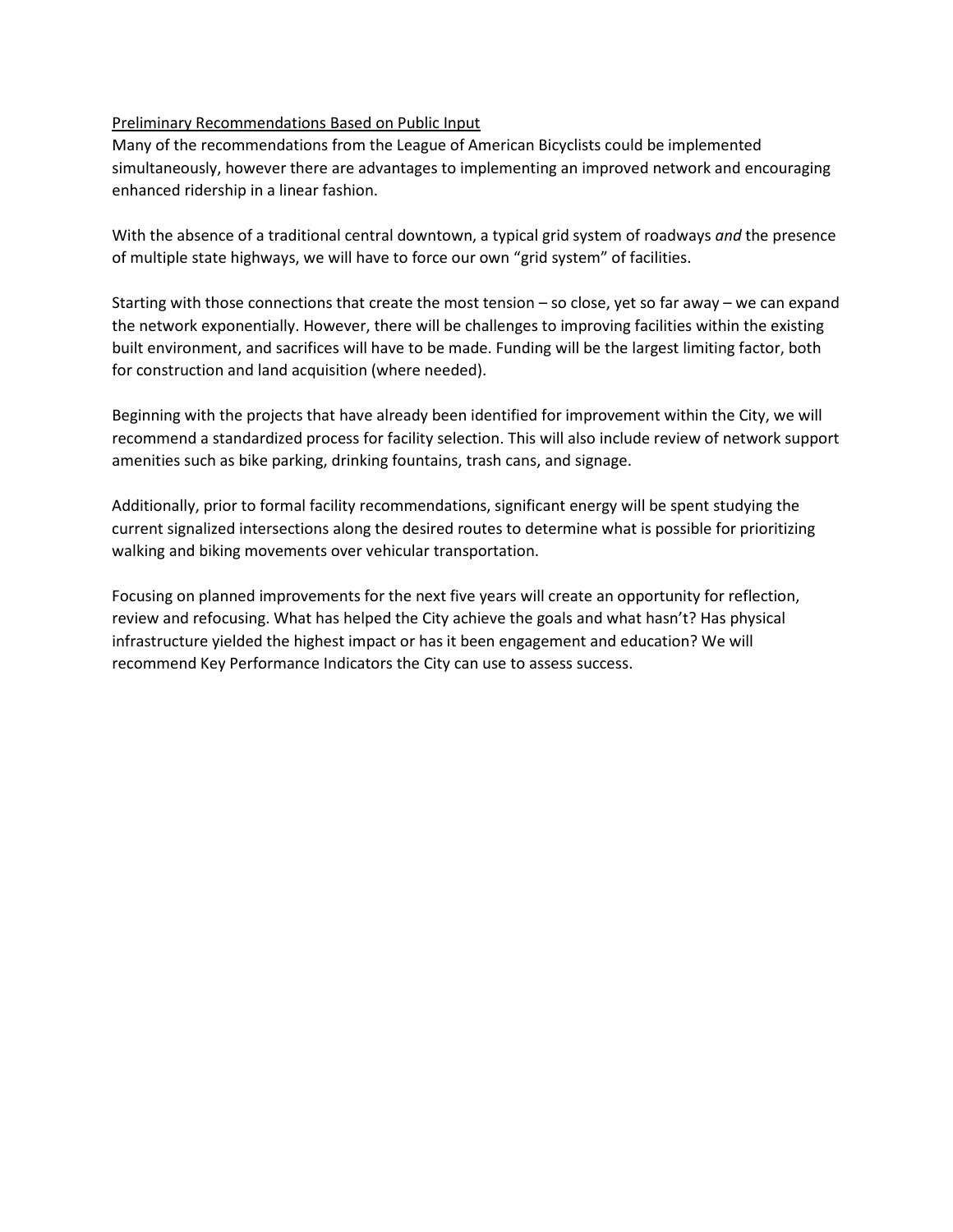Preliminary Recommendations Based on Public Input

Many of the recommendations from the League of American Bicyclists could be implemented simultaneously, however there are advantages to implementing an improved network and encouraging enhanced ridership in a linear fashion.

With the absence of a traditional central downtown, a typical grid system of roadways *and* the presence of multiple state highways, we will have to force our own “grid system” of facilities.

Starting with those connections that create the most tension – so close, yet so far away – we can expand the network exponentially. However, there will be challenges to improving facilities within the existing built environment, and sacrifices will have to be made. Funding will be the largest limiting factor, both for construction and land acquisition (where needed).

Beginning with the projects that have already been identified for improvement within the City, we will recommend a standardized process for facility selection. This will also include review of network support amenities such as bike parking, drinking fountains, trash cans, and signage.

Additionally, prior to formal facility recommendations, significant energy will be spent studying the current signalized intersections along the desired routes to determine what is possible for prioritizing walking and biking movements over vehicular transportation.

Focusing on planned improvements for the next five years will create an opportunity for reflection, review and refocusing. What has helped the City achieve the goals and what hasn’t? Has physical infrastructure yielded the highest impact or has it been engagement and education? We will recommend Key Performance Indicators the City can use to assess success.